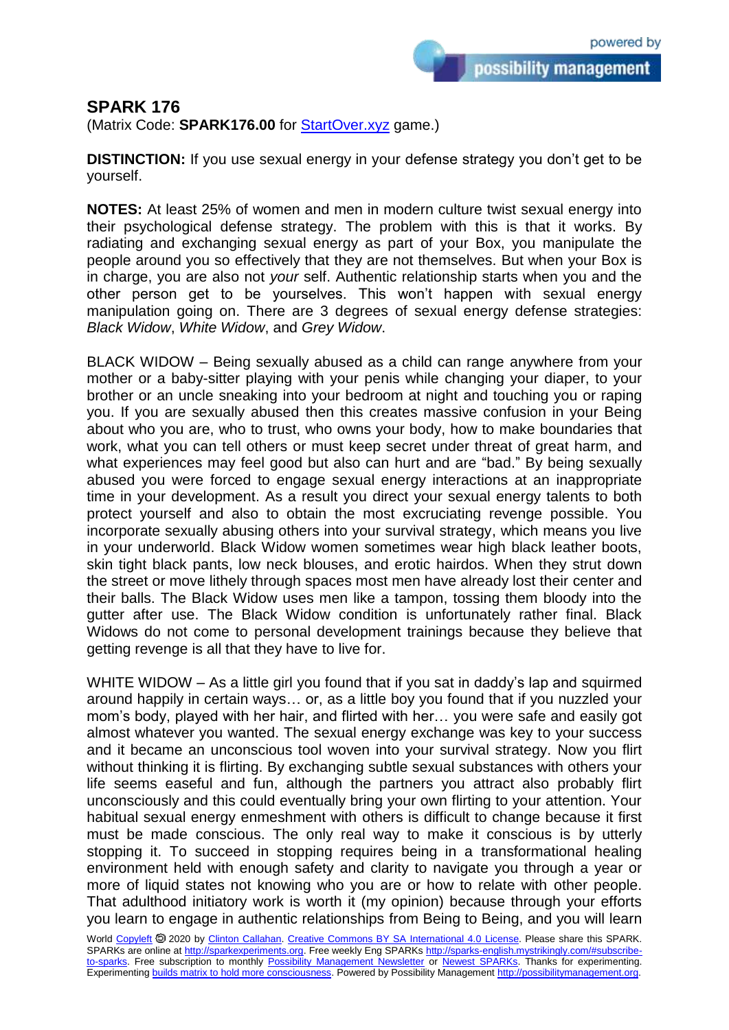powered by **possibility management**

# SPARK 176

(Matrix Code: **SPARK176.00** for [StartOver.xyz](StartOver.xyz) game.)

**DISTINCTION:** If you use sexual energy in your defense strategy you don't get to be yourself.

**NOTES:** At least 25% of women and men in modern culture twist sexual energy into their psychological defense strategy. The problem with this is that it works. By radiating and exchanging sexual energy as part of your Box, you manipulate the people around you so effectively that they are not themselves. But when your Box is in charge, you are also not *your* self. Authentic relationship starts when you and the other person get to be yourselves. This won't happen with sexual energy manipulation going on. There are 3 degrees of sexual energy defense strategies: *Black Widow*, *White Widow*, and *Grey Widow*.

BLACK WIDOW – Being sexually abused as a child can range anywhere from your mother or a baby-sitter playing with your penis while changing your diaper, to your brother or an uncle sneaking into your bedroom at night and touching you or raping you. If you are sexually abused then this creates massive confusion in your Being about who you are, who to trust, who owns your body, how to make boundaries that work, what you can tell others or must keep secret under threat of great harm, and what experiences may feel good but also can hurt and are "bad." By being sexually abused you were forced to engage sexual energy interactions at an inappropriate time in your development. As a result you direct your sexual energy talents to both protect yourself and also to obtain the most excruciating revenge possible. You incorporate sexually abusing others into your survival strategy, which means you live in your underworld. Black Widow women sometimes wear high black leather boots, skin tight black pants, low neck blouses, and erotic hairdos. When they strut down the street or move lithely through spaces most men have already lost their center and their balls. The Black Widow uses men like a tampon, tossing them bloody into the gutter after use. The Black Widow condition is unfortunately rather final. Black Widows do not come to personal development trainings because they believe that getting revenge is all that they have to live for.

WHITE WIDOW – As a little girl you found that if you sat in daddy's lap and squirmed around happily in certain ways… or, as a little boy you found that if you nuzzled your mom's body, played with her hair, and flirted with her… you were safe and easily got almost whatever you wanted. The sexual energy exchange was key to your success and it became an unconscious tool woven into your survival strategy. Now you flirt without thinking it is flirting. By exchanging subtle sexual substances with others your life seems easeful and fun, although the partners you attract also probably flirt unconsciously and this could eventually bring your own flirting to your attention. Your habitual sexual energy enmeshment with others is difficult to change because it first must be made conscious. The only real way to make it conscious is by utterly stopping it. To succeed in stopping requires being in a transformational healing environment held with enough safety and clarity to navigate you through a year or more of liquid states not knowing who you are or how to relate with other people. That adulthood initiatory work is worth it (my opinion) because through your efforts you learn to engage in authentic relationships from Being to Being, and you will learn

World [Copyleft](Copyleft) 🄯 2020 by [Clinton Callahan](Clinton Callahan). [Creative Commons BY SA International 4.0 License](Creative Commons BY SA International 4.0 License). Please share this SPARK. SPARKs are online at <http://sparkexperiments.org>. Free weekly Eng SPARKs <http://sparks-english.mystrikingly.com/#subscribe-to-sparks>. Free subscription to monthly [Possibility Management Newsletter](Possibility Management Newsletter) or [Newest SPARKs](Newest SPARKs). Thanks for experimenting. Experimenting [builds matrix to hold more consciousness](builds matrix to hold more consciousness). Powered by Possibility Management <http://possibilitymanagement.org>.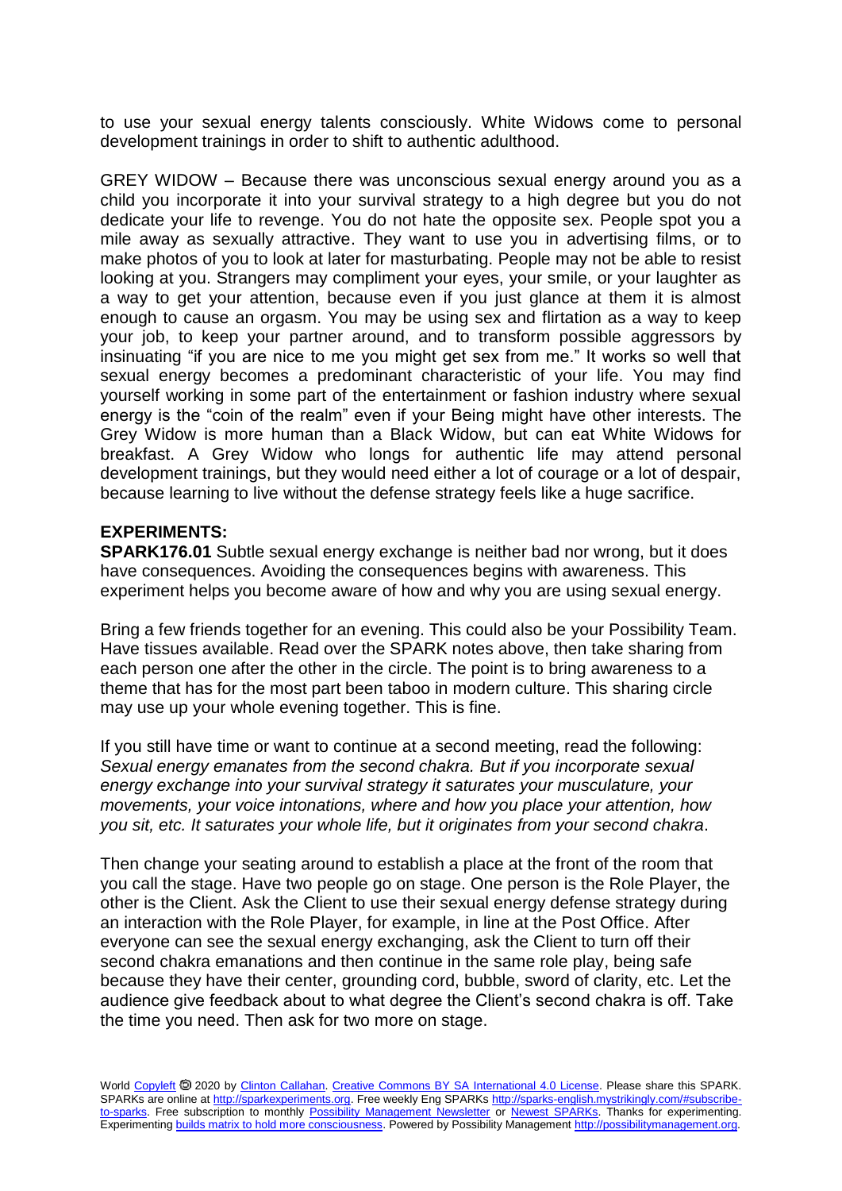to use your sexual energy talents consciously. White Widows come to personal development trainings in order to shift to authentic adulthood.

GREY WIDOW – Because there was unconscious sexual energy around you as a child you incorporate it into your survival strategy to a high degree but you do not dedicate your life to revenge. You do not hate the opposite sex. People spot you a mile away as sexually attractive. They want to use you in advertising films, or to make photos of you to look at later for masturbating. People may not be able to resist looking at you. Strangers may compliment your eyes, your smile, or your laughter as a way to get your attention, because even if you just glance at them it is almost enough to cause an orgasm. You may be using sex and flirtation as a way to keep your job, to keep your partner around, and to transform possible aggressors by insinuating "if you are nice to me you might get sex from me." It works so well that sexual energy becomes a predominant characteristic of your life. You may find yourself working in some part of the entertainment or fashion industry where sexual energy is the "coin of the realm" even if your Being might have other interests. The Grey Widow is more human than a Black Widow, but can eat White Widows for breakfast. A Grey Widow who longs for authentic life may attend personal development trainings, but they would need either a lot of courage or a lot of despair, because learning to live without the defense strategy feels like a huge sacrifice.

**EXPERIMENTS:**

**SPARK176.01** Subtle sexual energy exchange is neither bad nor wrong, but it does have consequences. Avoiding the consequences begins with awareness. This experiment helps you become aware of how and why you are using sexual energy.

Bring a few friends together for an evening. This could also be your Possibility Team. Have tissues available. Read over the SPARK notes above, then take sharing from each person one after the other in the circle. The point is to bring awareness to a theme that has for the most part been taboo in modern culture. This sharing circle may use up your whole evening together. This is fine.

If you still have time or want to continue at a second meeting, read the following: *Sexual energy emanates from the second chakra. But if you incorporate sexual energy exchange into your survival strategy it saturates your musculature, your movements, your voice intonations, where and how you place your attention, how you sit, etc. It saturates your whole life, but it originates from your second chakra*.

Then change your seating around to establish a place at the front of the room that you call the stage. Have two people go on stage. One person is the Role Player, the other is the Client. Ask the Client to use their sexual energy defense strategy during an interaction with the Role Player, for example, in line at the Post Office. After everyone can see the sexual energy exchanging, ask the Client to turn off their second chakra emanations and then continue in the same role play, being safe because they have their center, grounding cord, bubble, sword of clarity, etc. Let the audience give feedback about to what degree the Client's second chakra is off. Take the time you need. Then ask for two more on stage.

World Copyleft 🄯 2020 by Clinton Callahan. Creative Commons BY SA International 4.0 License. Please share this SPARK. SPARKs are online at http://sparkexperiments.org. Free weekly Eng SPARKs http://sparks-english.mystrikingly.com/#subscribe-to-sparks. Free subscription to monthly Possibility Management Newsletter or Newest SPARKs. Thanks for experimenting. Experimenting builds matrix to hold more consciousness. Powered by Possibility Management http://possibilitymanagement.org.